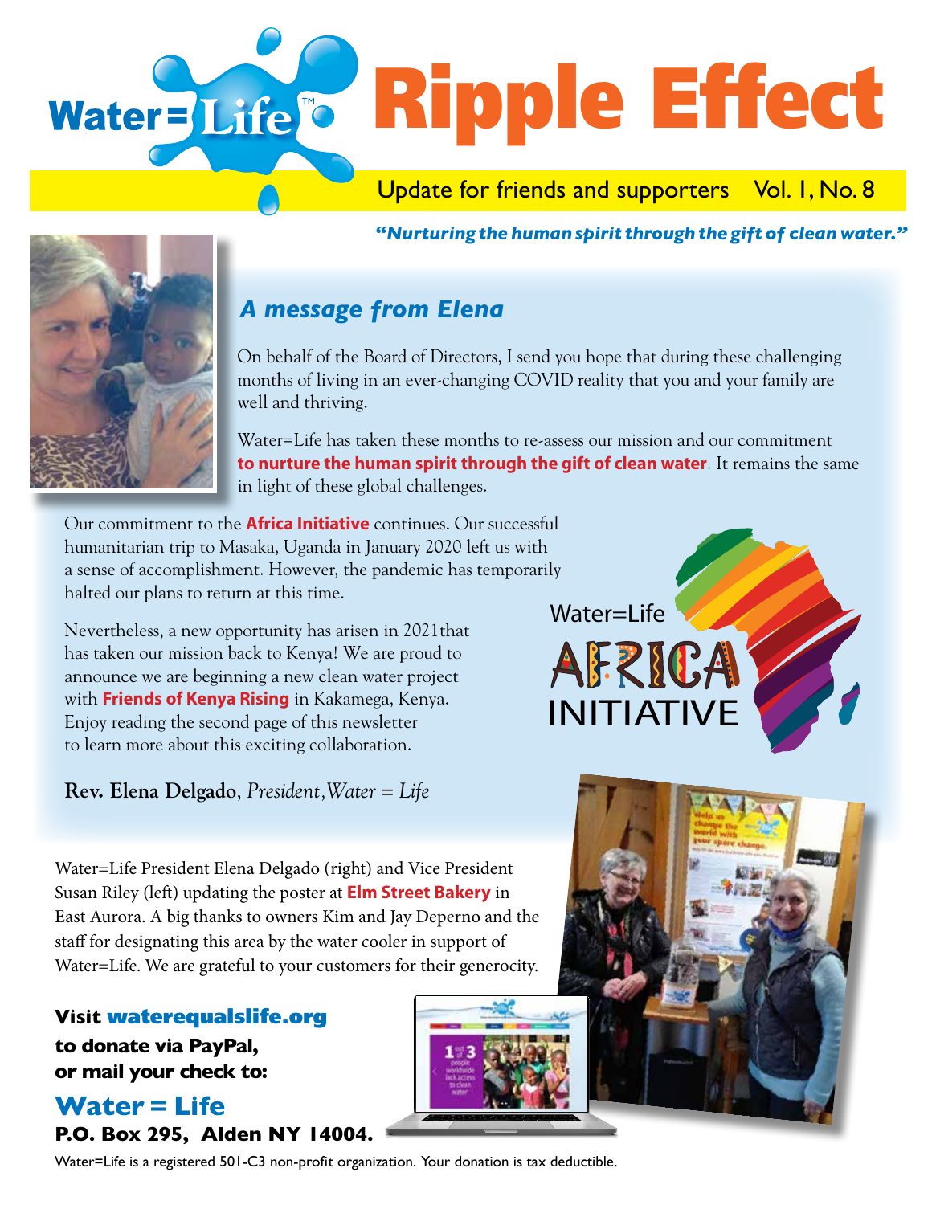# Water=Life Ripple Effect

Update for friends and supporters Vol. 1, No. 8

***"Nurturing the human spirit through the gift of clean water."***

## *A message from Elena*

On behalf of the Board of Directors, I send you hope that during these challenging months of living in an ever-changing COVID reality that you and your family are well and thriving.

Water=Life has taken these months to re-assess our mission and our commitment **to nurture the human spirit through the gift of clean water**. It remains the same in light of these global challenges.

Our commitment to the **Africa Initiative** continues. Our successful humanitarian trip to Masaka, Uganda in January 2020 left us with a sense of accomplishment. However, the pandemic has temporarily halted our plans to return at this time.

Nevertheless, a new opportunity has arisen in 2021that has taken our mission back to Kenya! We are proud to announce we are beginning a new clean water project with **Friends of Kenya Rising** in Kakamega, Kenya. Enjoy reading the second page of this newsletter to learn more about this exciting collaboration.

**Rev. Elena Delgado**, *President,Water = Life*

Water=Life AFRICA INITIATIVE

Water=Life President Elena Delgado (right) and Vice President Susan Riley (left) updating the poster at **Elm Street Bakery** in East Aurora. A big thanks to owners Kim and Jay Deperno and the staff for designating this area by the water cooler in support of Water=Life. We are grateful to your customers for their generocity.

**Visit waterequalslife.org to donate via PayPal, or mail your check to:**

**Water = Life**
**P.O. Box 295, Alden NY 14004.**

Water=Life is a registered 501-C3 non-profit organization. Your donation is tax deductible.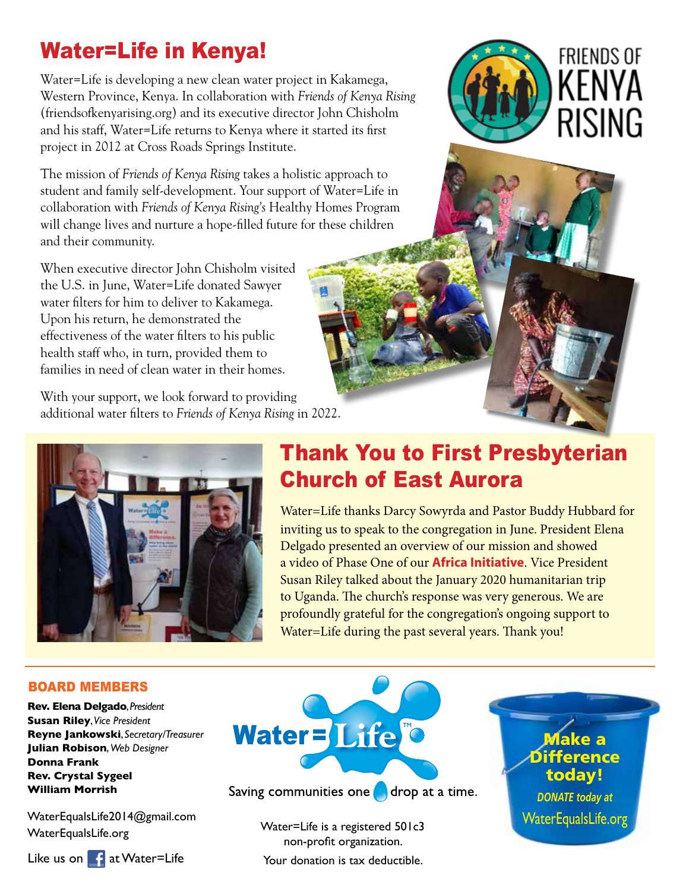# Water=Life in Kenya!

Water=Life is developing a new clean water project in Kakamega, Western Province, Kenya. In collaboration with *Friends of Kenya Rising* (friendsofkenyarising.org) and its executive director John Chisholm and his staff, Water=Life returns to Kenya where it started its first project in 2012 at Cross Roads Springs Institute.

The mission of *Friends of Kenya Rising* takes a holistic approach to student and family self-development. Your support of Water=Life in collaboration with *Friends of Kenya Rising's* Healthy Homes Program will change lives and nurture a hope-filled future for these children and their community.

When executive director John Chisholm visited the U.S. in June, Water=Life donated Sawyer water filters for him to deliver to Kakamega. Upon his return, he demonstrated the effectiveness of the water filters to his public health staff who, in turn, provided them to families in need of clean water in their homes.

With your support, we look forward to providing additional water filters to *Friends of Kenya Rising* in 2022.

FRIENDS OF KENYA RISING

# Thank You to First Presbyterian Church of East Aurora

Water=Life thanks Darcy Sowyrda and Pastor Buddy Hubbard for inviting us to speak to the congregation in June. President Elena Delgado presented an overview of our mission and showed a video of Phase One of our **Africa Initiative**. Vice President Susan Riley talked about the January 2020 humanitarian trip to Uganda. The church's response was very generous. We are profoundly grateful for the congregation's ongoing support to Water=Life during the past several years. Thank you!

## BOARD MEMBERS

**Rev. Elena Delgado**, *President*
**Susan Riley**, *Vice President*
**Reyne Jankowski**, *Secretary/Treasurer*
**Julian Robison**, *Web Designer*
**Donna Frank**
**Rev. Crystal Sygeel**
**William Morrish**

WaterEqualsLife2014@gmail.com
WaterEqualsLife.org

Like us on Facebook at Water=Life

Water=Life™

Saving communities one drop at a time.

Water=Life is a registered 501c3 non-profit organization.
Your donation is tax deductible.

**Make a Difference today!**

*DONATE today at*
WaterEqualsLife.org